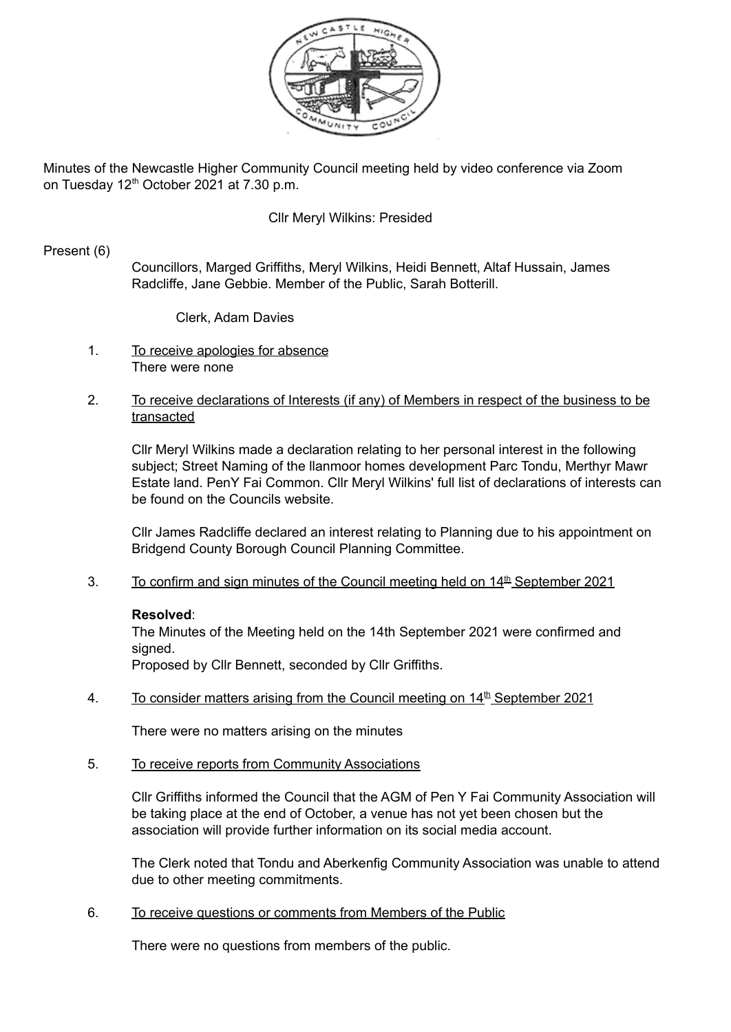Minutes of the Newcastle Higher Community Council meeting held by video conference via Zoom on Tuesday 12th October 2021 at 7.30 p.m.

Cllr Meryl Wilkins: Presided

Present (6)

Councillors, Marged Griffiths, Meryl Wilkins, Heidi Bennett, Altaf Hussain, James Radcliffe, Jane Gebbie. Member of the Public, Sarah Botterill.

Clerk, Adam Davies

1. To receive apologies for absence

   There were none

2. To receive declarations of Interests (if any) of Members in respect of the business to be transacted

   Cllr Meryl Wilkins made a declaration relating to her personal interest in the following subject; Street Naming of the llanmoor homes development Parc Tondu, Merthyr Mawr Estate land. PenY Fai Common. Cllr Meryl Wilkins' full list of declarations of interests can be found on the Councils website.

   Cllr James Radcliffe declared an interest relating to Planning due to his appointment on Bridgend County Borough Council Planning Committee.

3. To confirm and sign minutes of the Council meeting held on 14th September 2021

   **Resolved**:
   The Minutes of the Meeting held on the 14th September 2021 were confirmed and signed.
   Proposed by Cllr Bennett, seconded by Cllr Griffiths.

4. To consider matters arising from the Council meeting on 14th September 2021

   There were no matters arising on the minutes

5. To receive reports from Community Associations

   Cllr Griffiths informed the Council that the AGM of Pen Y Fai Community Association will be taking place at the end of October, a venue has not yet been chosen but the association will provide further information on its social media account.

   The Clerk noted that Tondu and Aberkenfig Community Association was unable to attend due to other meeting commitments.

6. To receive questions or comments from Members of the Public

   There were no questions from members of the public.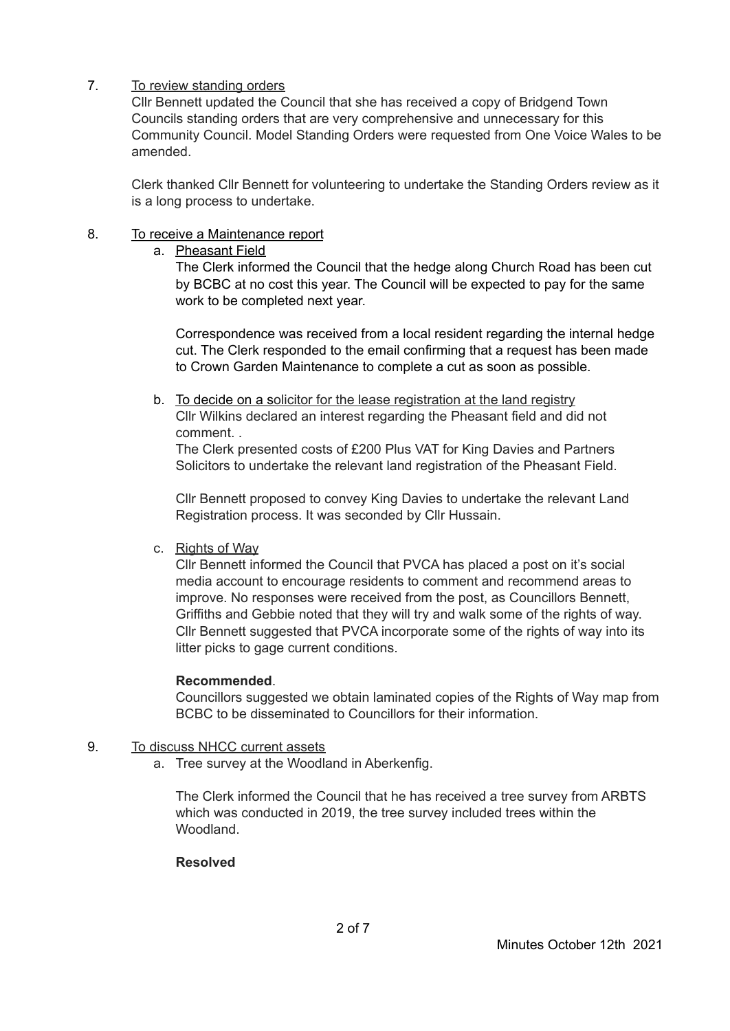7. <u>To review standing orders</u>

   Cllr Bennett updated the Council that she has received a copy of Bridgend Town Councils standing orders that are very comprehensive and unnecessary for this Community Council. Model Standing Orders were requested from One Voice Wales to be amended.

   Clerk thanked Cllr Bennett for volunteering to undertake the Standing Orders review as it is a long process to undertake.

8. <u>To receive a Maintenance report</u>

   a. <u>Pheasant Field</u>

      The Clerk informed the Council that the hedge along Church Road has been cut by BCBC at no cost this year. The Council will be expected to pay for the same work to be completed next year.

      Correspondence was received from a local resident regarding the internal hedge cut. The Clerk responded to the email confirming that a request has been made to Crown Garden Maintenance to complete a cut as soon as possible.

   b. <u>To decide on a solicitor for the lease registration at the land registry</u>

      Cllr Wilkins declared an interest regarding the Pheasant field and did not comment. .

      The Clerk presented costs of £200 Plus VAT for King Davies and Partners Solicitors to undertake the relevant land registration of the Pheasant Field.

      Cllr Bennett proposed to convey King Davies to undertake the relevant Land Registration process. It was seconded by Cllr Hussain.

   c. <u>Rights of Way</u>

      Cllr Bennett informed the Council that PVCA has placed a post on it's social media account to encourage residents to comment and recommend areas to improve. No responses were received from the post, as Councillors Bennett, Griffiths and Gebbie noted that they will try and walk some of the rights of way. Cllr Bennett suggested that PVCA incorporate some of the rights of way into its litter picks to gage current conditions.

      **Recommended**.

      Councillors suggested we obtain laminated copies of the Rights of Way map from BCBC to be disseminated to Councillors for their information.

9. <u>To discuss NHCC current assets</u>

   a. Tree survey at the Woodland in Aberkenfig.

      The Clerk informed the Council that he has received a tree survey from ARBTS which was conducted in 2019, the tree survey included trees within the Woodland.

      **Resolved**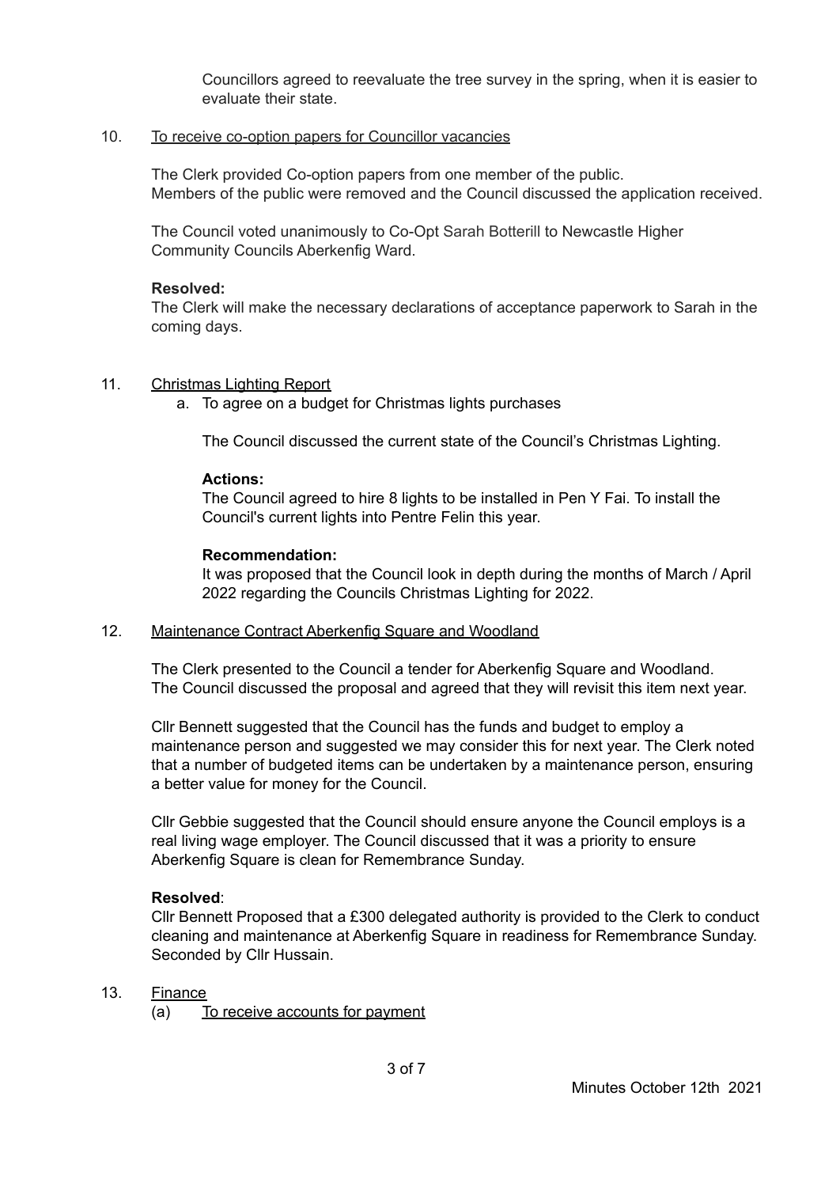Councillors agreed to reevaluate the tree survey in the spring, when it is easier to evaluate their state.

10. <u>To receive co-option papers for Councillor vacancies</u>

The Clerk provided Co-option papers from one member of the public.
Members of the public were removed and the Council discussed the application received.

The Council voted unanimously to Co-Opt Sarah Botterill to Newcastle Higher Community Councils Aberkenfig Ward.

**Resolved:**
The Clerk will make the necessary declarations of acceptance paperwork to Sarah in the coming days.

11. <u>Christmas Lighting Report</u>
    a. To agree on a budget for Christmas lights purchases

    The Council discussed the current state of the Council's Christmas Lighting.

    **Actions:**
    The Council agreed to hire 8 lights to be installed in Pen Y Fai. To install the Council's current lights into Pentre Felin this year.

    **Recommendation:**
    It was proposed that the Council look in depth during the months of March / April 2022 regarding the Councils Christmas Lighting for 2022.

12. <u>Maintenance Contract Aberkenfig Square and Woodland</u>

The Clerk presented to the Council a tender for Aberkenfig Square and Woodland.
The Council discussed the proposal and agreed that they will revisit this item next year.

Cllr Bennett suggested that the Council has the funds and budget to employ a maintenance person and suggested we may consider this for next year. The Clerk noted that a number of budgeted items can be undertaken by a maintenance person, ensuring a better value for money for the Council.

Cllr Gebbie suggested that the Council should ensure anyone the Council employs is a real living wage employer. The Council discussed that it was a priority to ensure Aberkenfig Square is clean for Remembrance Sunday.

**Resolved**:
Cllr Bennett Proposed that a £300 delegated authority is provided to the Clerk to conduct cleaning and maintenance at Aberkenfig Square in readiness for Remembrance Sunday. Seconded by Cllr Hussain.

13. <u>Finance</u>
    (a) <u>To receive accounts for payment</u>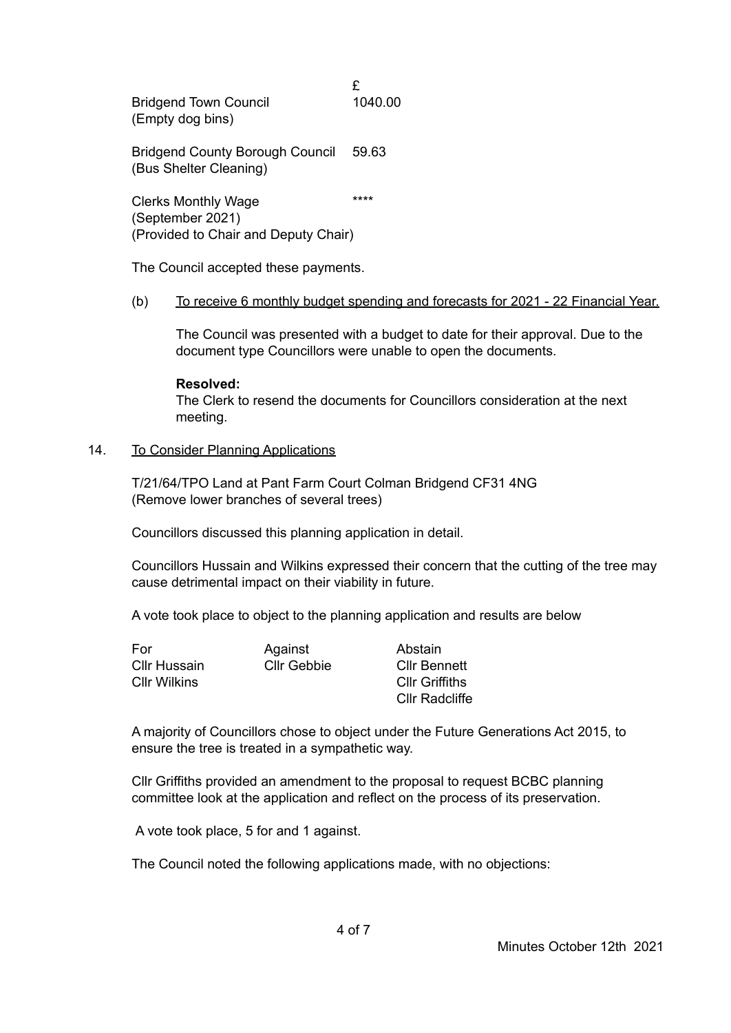| | £ |
|---|---|
| Bridgend Town Council<br>(Empty dog bins) | 1040.00 |
| Bridgend County Borough Council<br>(Bus Shelter Cleaning) | 59.63 |
| Clerks Monthly Wage<br>(September 2021)<br>(Provided to Chair and Deputy Chair) | **** |

The Council accepted these payments.

(b) <u>To receive 6 monthly budget spending and forecasts for 2021 - 22 Financial Year.</u>

The Council was presented with a budget to date for their approval. Due to the document type Councillors were unable to open the documents.

**Resolved:**
The Clerk to resend the documents for Councillors consideration at the next meeting.

14. <u>To Consider Planning Applications</u>

T/21/64/TPO Land at Pant Farm Court Colman Bridgend CF31 4NG
(Remove lower branches of several trees)

Councillors discussed this planning application in detail.

Councillors Hussain and Wilkins expressed their concern that the cutting of the tree may cause detrimental impact on their viability in future.

A vote took place to object to the planning application and results are below

| For | Against | Abstain |
|---|---|---|
| Cllr Hussain | Cllr Gebbie | Cllr Bennett |
| Cllr Wilkins | | Cllr Griffiths |
| | | Cllr Radcliffe |

A majority of Councillors chose to object under the Future Generations Act 2015, to ensure the tree is treated in a sympathetic way.

Cllr Griffiths provided an amendment to the proposal to request BCBC planning committee look at the application and reflect on the process of its preservation.

A vote took place, 5 for and 1 against.

The Council noted the following applications made, with no objections: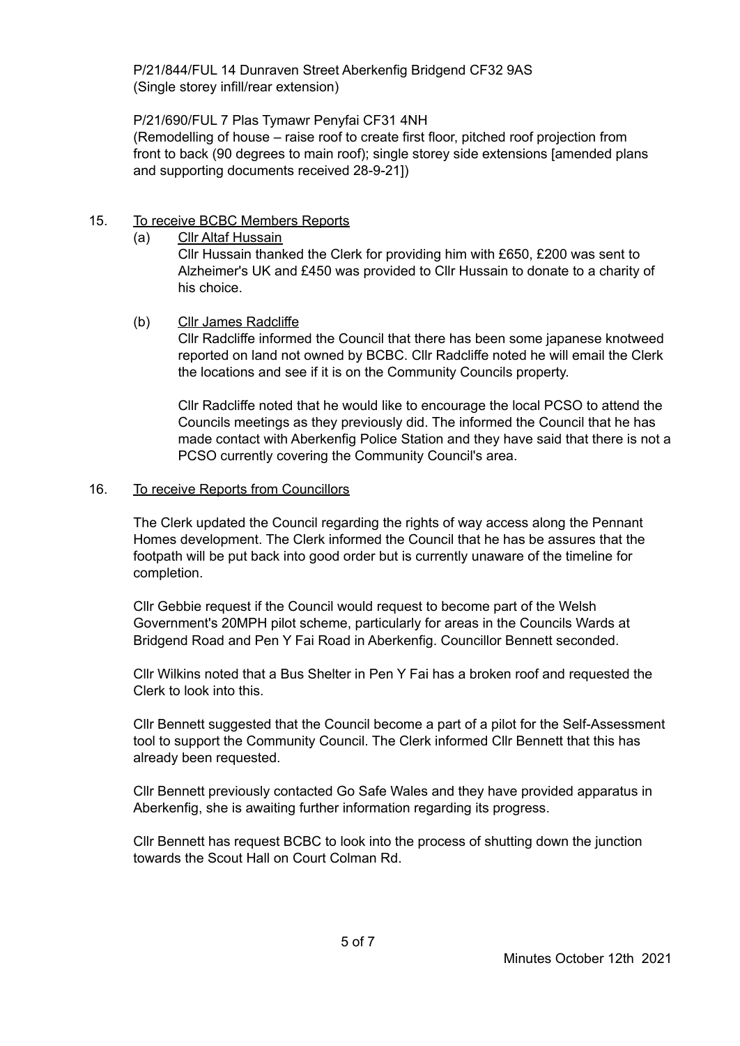P/21/844/FUL 14 Dunraven Street Aberkenfig Bridgend CF32 9AS
(Single storey infill/rear extension)

P/21/690/FUL 7 Plas Tymawr Penyfai CF31 4NH
(Remodelling of house – raise roof to create first floor, pitched roof projection from front to back (90 degrees to main roof); single storey side extensions [amended plans and supporting documents received 28-9-21])

15. <u>To receive BCBC Members Reports</u>

   (a) <u>Cllr Altaf Hussain</u>
   Cllr Hussain thanked the Clerk for providing him with £650, £200 was sent to Alzheimer's UK and £450 was provided to Cllr Hussain to donate to a charity of his choice.

   (b) <u>Cllr James Radcliffe</u>
   Cllr Radcliffe informed the Council that there has been some japanese knotweed reported on land not owned by BCBC. Cllr Radcliffe noted he will email the Clerk the locations and see if it is on the Community Councils property.

   Cllr Radcliffe noted that he would like to encourage the local PCSO to attend the Councils meetings as they previously did. The informed the Council that he has made contact with Aberkenfig Police Station and they have said that there is not a PCSO currently covering the Community Council's area.

16. <u>To receive Reports from Councillors</u>

   The Clerk updated the Council regarding the rights of way access along the Pennant Homes development. The Clerk informed the Council that he has be assures that the footpath will be put back into good order but is currently unaware of the timeline for completion.

   Cllr Gebbie request if the Council would request to become part of the Welsh Government's 20MPH pilot scheme, particularly for areas in the Councils Wards at Bridgend Road and Pen Y Fai Road in Aberkenfig. Councillor Bennett seconded.

   Cllr Wilkins noted that a Bus Shelter in Pen Y Fai has a broken roof and requested the Clerk to look into this.

   Cllr Bennett suggested that the Council become a part of a pilot for the Self-Assessment tool to support the Community Council. The Clerk informed Cllr Bennett that this has already been requested.

   Cllr Bennett previously contacted Go Safe Wales and they have provided apparatus in Aberkenfig, she is awaiting further information regarding its progress.

   Cllr Bennett has request BCBC to look into the process of shutting down the junction towards the Scout Hall on Court Colman Rd.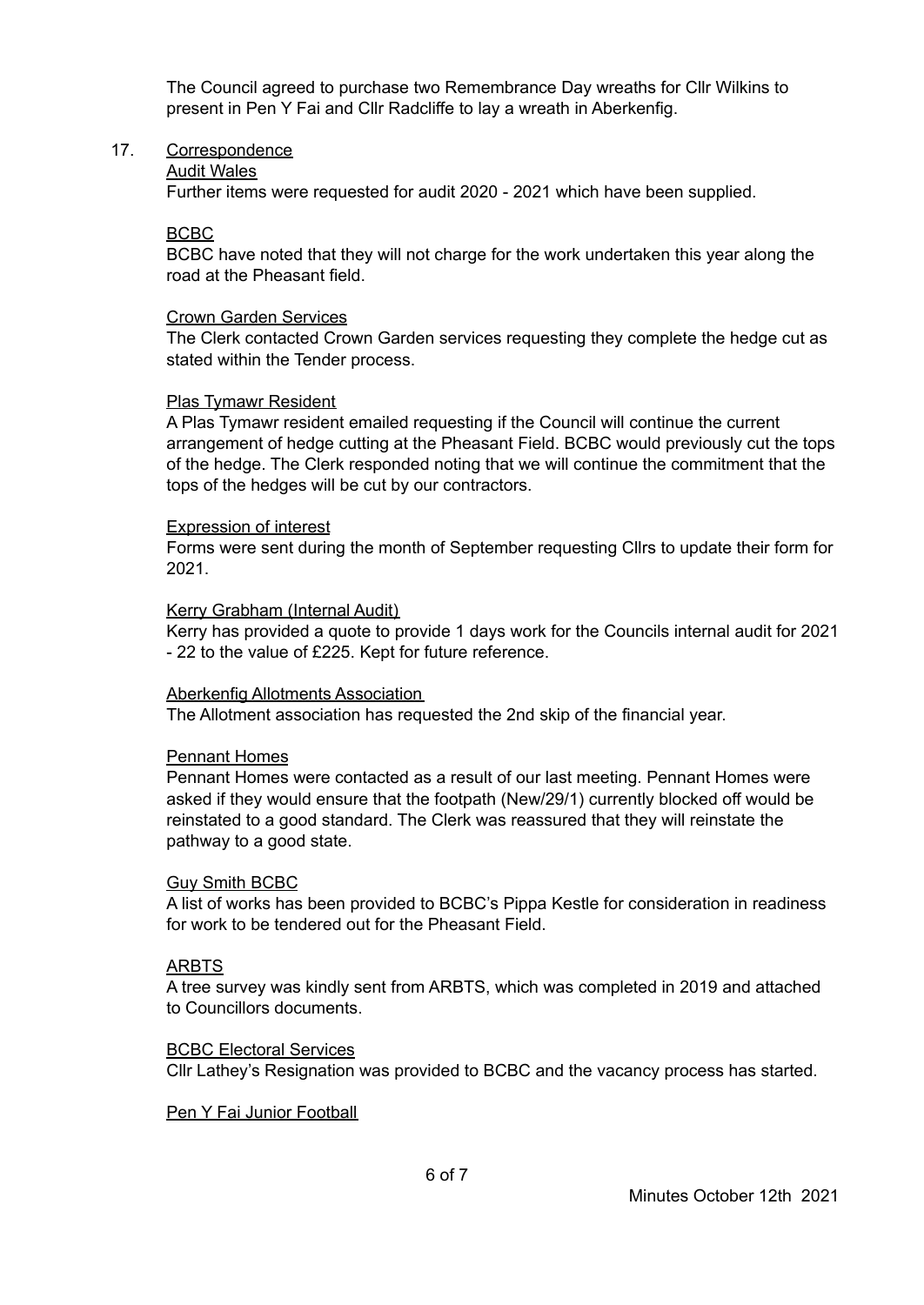The Council agreed to purchase two Remembrance Day wreaths for Cllr Wilkins to present in Pen Y Fai and Cllr Radcliffe to lay a wreath in Aberkenfig.

17. Correspondence

Audit Wales

Further items were requested for audit 2020 - 2021 which have been supplied.

BCBC

BCBC have noted that they will not charge for the work undertaken this year along the road at the Pheasant field.

Crown Garden Services

The Clerk contacted Crown Garden services requesting they complete the hedge cut as stated within the Tender process.

Plas Tymawr Resident

A Plas Tymawr resident emailed requesting if the Council will continue the current arrangement of hedge cutting at the Pheasant Field. BCBC would previously cut the tops of the hedge. The Clerk responded noting that we will continue the commitment that the tops of the hedges will be cut by our contractors.

Expression of interest

Forms were sent during the month of September requesting Cllrs to update their form for 2021.

Kerry Grabham (Internal Audit)

Kerry has provided a quote to provide 1 days work for the Councils internal audit for 2021 - 22 to the value of £225. Kept for future reference.

Aberkenfig Allotments Association

The Allotment association has requested the 2nd skip of the financial year.

Pennant Homes

Pennant Homes were contacted as a result of our last meeting. Pennant Homes were asked if they would ensure that the footpath (New/29/1) currently blocked off would be reinstated to a good standard. The Clerk was reassured that they will reinstate the pathway to a good state.

Guy Smith BCBC

A list of works has been provided to BCBC's Pippa Kestle for consideration in readiness for work to be tendered out for the Pheasant Field.

ARBTS

A tree survey was kindly sent from ARBTS, which was completed in 2019 and attached to Councillors documents.

BCBC Electoral Services

Cllr Lathey's Resignation was provided to BCBC and the vacancy process has started.

Pen Y Fai Junior Football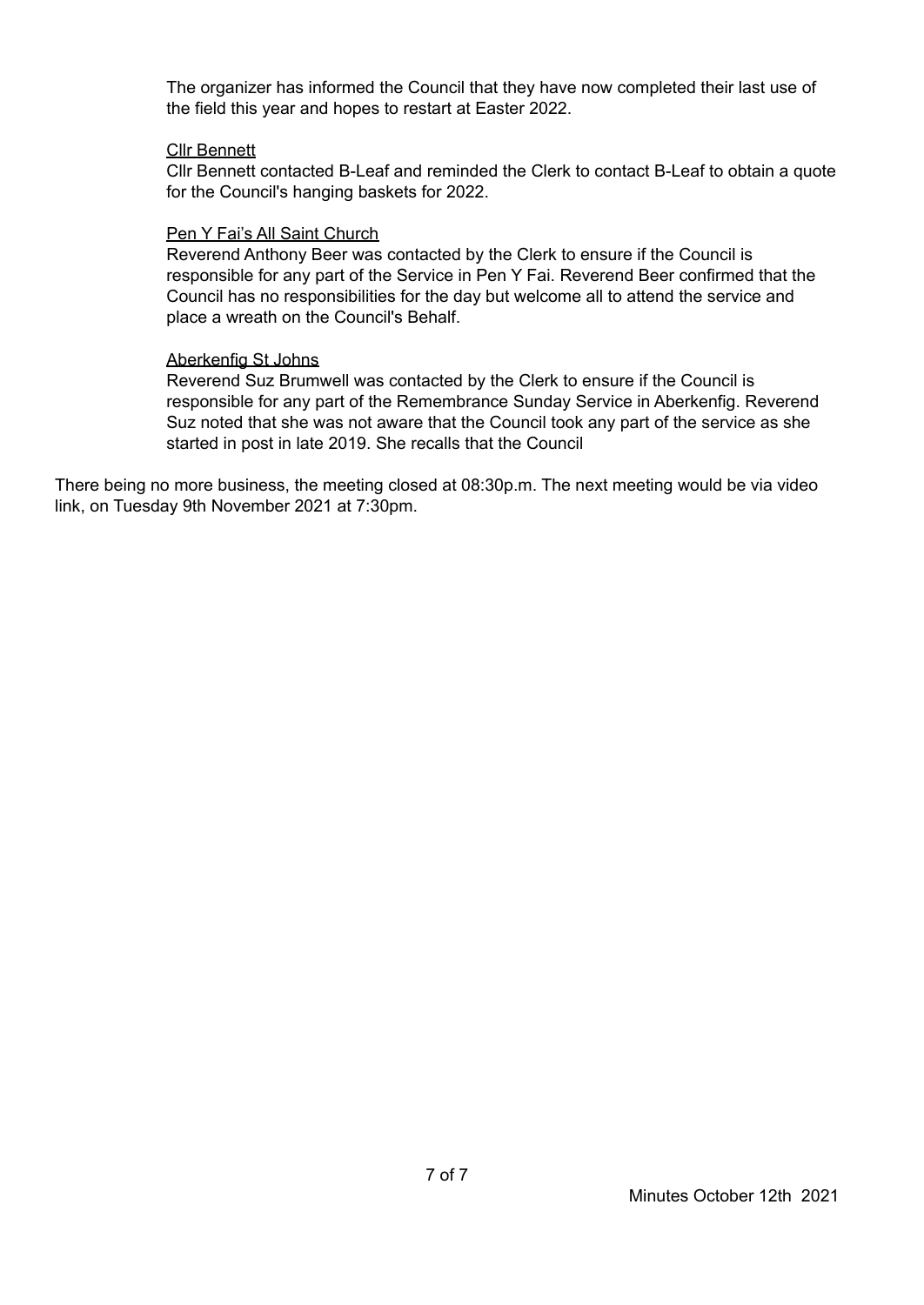The organizer has informed the Council that they have now completed their last use of the field this year and hopes to restart at Easter 2022.

<u>Cllr Bennett</u>

Cllr Bennett contacted B-Leaf and reminded the Clerk to contact B-Leaf to obtain a quote for the Council's hanging baskets for 2022.

<u>Pen Y Fai's All Saint Church</u>

Reverend Anthony Beer was contacted by the Clerk to ensure if the Council is responsible for any part of the Service in Pen Y Fai. Reverend Beer confirmed that the Council has no responsibilities for the day but welcome all to attend the service and place a wreath on the Council's Behalf.

<u>Aberkenfig St Johns</u>

Reverend Suz Brumwell was contacted by the Clerk to ensure if the Council is responsible for any part of the Remembrance Sunday Service in Aberkenfig. Reverend Suz noted that she was not aware that the Council took any part of the service as she started in post in late 2019. She recalls that the Council

There being no more business, the meeting closed at 08:30p.m. The next meeting would be via video link, on Tuesday 9th November 2021 at 7:30pm.